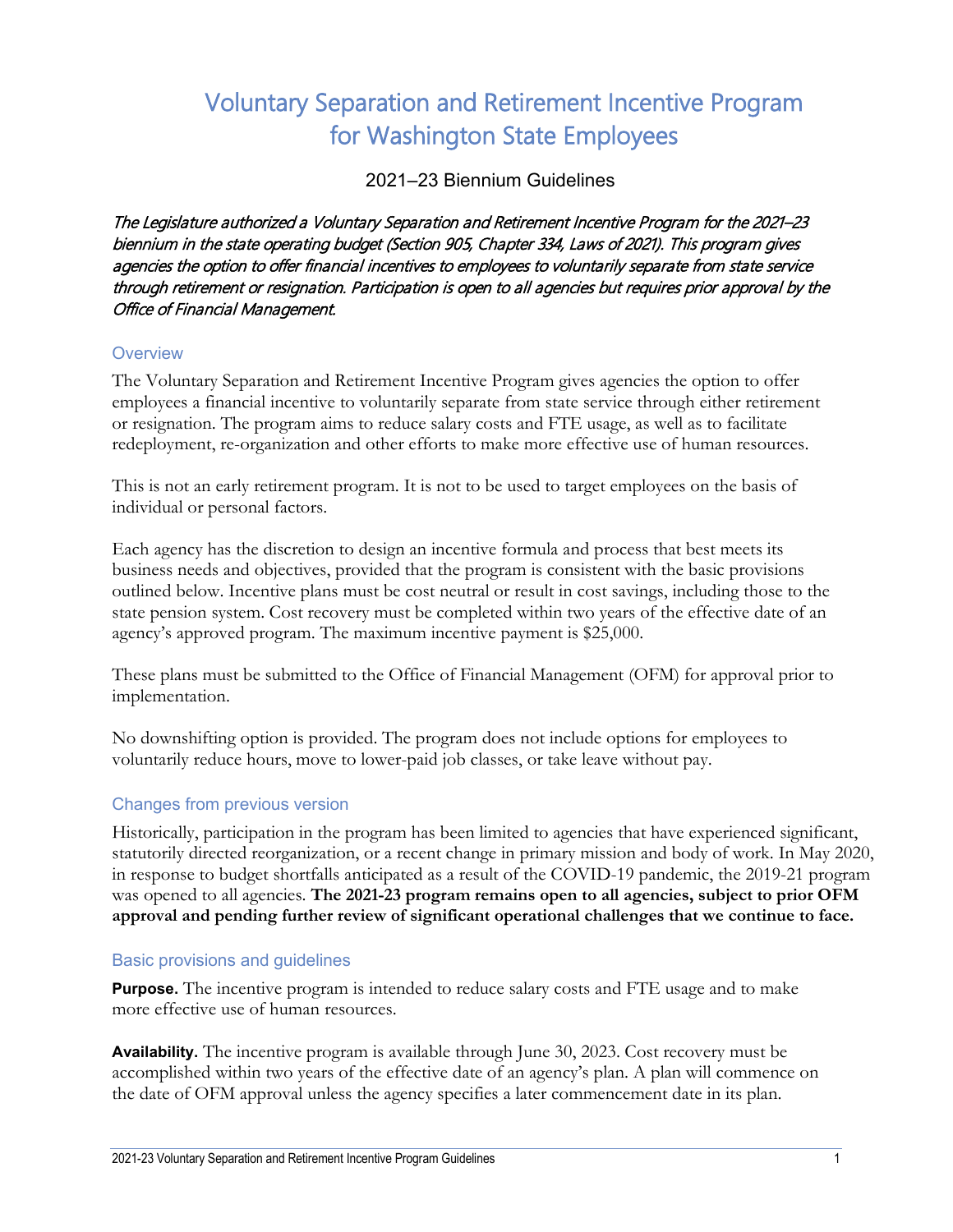# Voluntary Separation and Retirement Incentive Program for Washington State Employees

2021–23 Biennium Guidelines

*The Legislature authorized a Voluntary Separation and Retirement Incentive Program for the 2021–23 biennium in the state operating budget (Section 905, Chapter 334, Laws of 2021). This program gives agencies the option to offer financial incentives to employees to voluntarily separate from state service through retirement or resignation. Participation is open to all agencies but requires prior approval by the Office of Financial Management.*

## Overview

The Voluntary Separation and Retirement Incentive Program gives agencies the option to offer employees a financial incentive to voluntarily separate from state service through either retirement or resignation. The program aims to reduce salary costs and FTE usage, as well as to facilitate redeployment, re-organization and other efforts to make more effective use of human resources.

This is not an early retirement program. It is not to be used to target employees on the basis of individual or personal factors.

Each agency has the discretion to design an incentive formula and process that best meets its business needs and objectives, provided that the program is consistent with the basic provisions outlined below. Incentive plans must be cost neutral or result in cost savings, including those to the state pension system. Cost recovery must be completed within two years of the effective date of an agency's approved program. The maximum incentive payment is $25,000.

These plans must be submitted to the Office of Financial Management (OFM) for approval prior to implementation.

No downshifting option is provided. The program does not include options for employees to voluntarily reduce hours, move to lower-paid job classes, or take leave without pay.

## Changes from previous version

Historically, participation in the program has been limited to agencies that have experienced significant, statutorily directed reorganization, or a recent change in primary mission and body of work. In May 2020, in response to budget shortfalls anticipated as a result of the COVID-19 pandemic, the 2019-21 program was opened to all agencies. **The 2021-23 program remains open to all agencies, subject to prior OFM approval and pending further review of significant operational challenges that we continue to face.**

## Basic provisions and guidelines

**Purpose.** The incentive program is intended to reduce salary costs and FTE usage and to make more effective use of human resources.

**Availability.** The incentive program is available through June 30, 2023. Cost recovery must be accomplished within two years of the effective date of an agency's plan. A plan will commence on the date of OFM approval unless the agency specifies a later commencement date in its plan.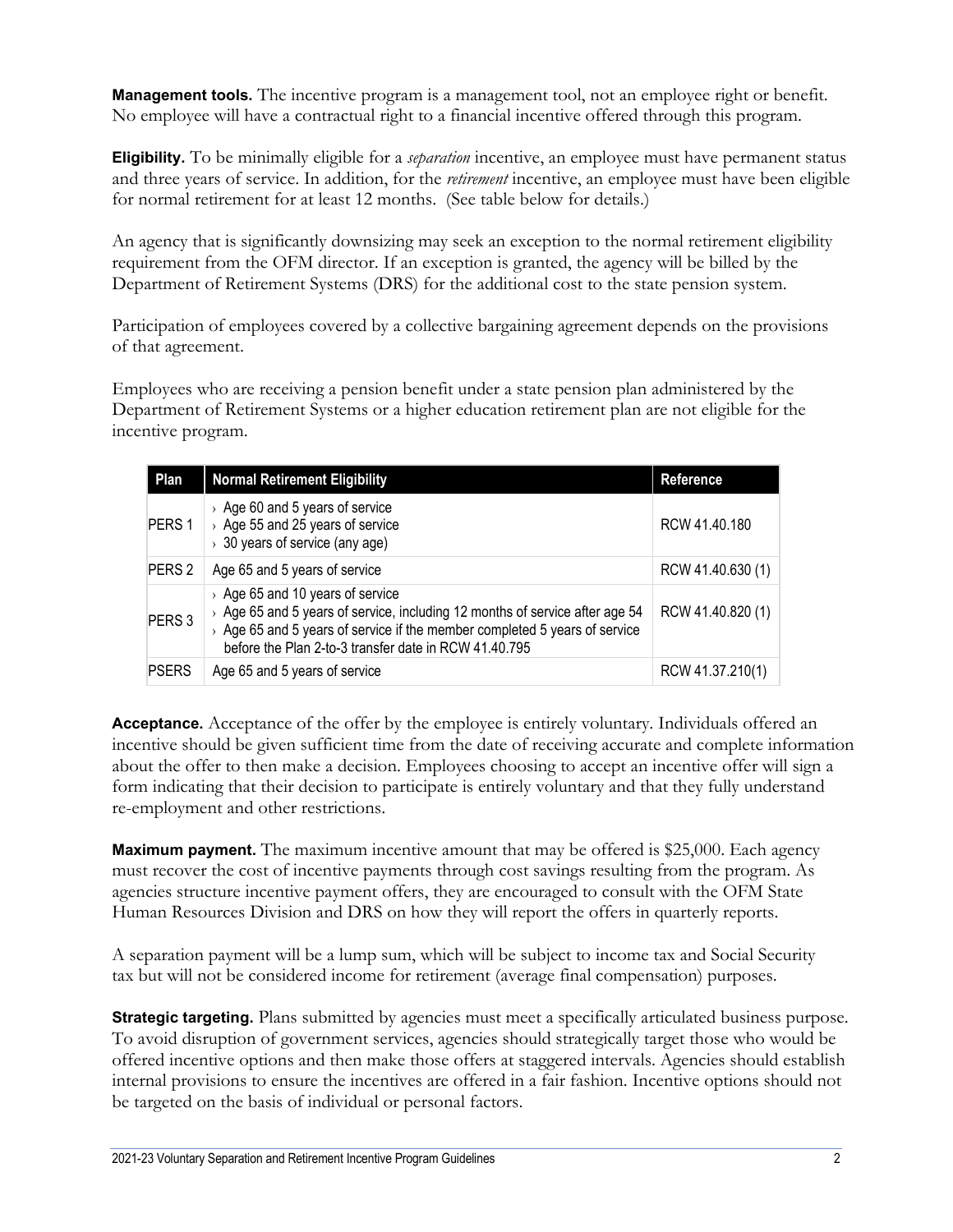**Management tools.** The incentive program is a management tool, not an employee right or benefit. No employee will have a contractual right to a financial incentive offered through this program.

**Eligibility.** To be minimally eligible for a *separation* incentive, an employee must have permanent status and three years of service. In addition, for the *retirement* incentive, an employee must have been eligible for normal retirement for at least 12 months. (See table below for details.)

An agency that is significantly downsizing may seek an exception to the normal retirement eligibility requirement from the OFM director. If an exception is granted, the agency will be billed by the Department of Retirement Systems (DRS) for the additional cost to the state pension system.

Participation of employees covered by a collective bargaining agreement depends on the provisions of that agreement.

Employees who are receiving a pension benefit under a state pension plan administered by the Department of Retirement Systems or a higher education retirement plan are not eligible for the incentive program.

| Plan | Normal Retirement Eligibility | Reference |
|---|---|---|
| PERS 1 | › Age 60 and 5 years of service<br>› Age 55 and 25 years of service<br>› 30 years of service (any age) | RCW 41.40.180 |
| PERS 2 | Age 65 and 5 years of service | RCW 41.40.630 (1) |
| PERS 3 | › Age 65 and 10 years of service<br>› Age 65 and 5 years of service, including 12 months of service after age 54<br>› Age 65 and 5 years of service if the member completed 5 years of service before the Plan 2-to-3 transfer date in RCW 41.40.795 | RCW 41.40.820 (1) |
| PSERS | Age 65 and 5 years of service | RCW 41.37.210(1) |

**Acceptance.** Acceptance of the offer by the employee is entirely voluntary. Individuals offered an incentive should be given sufficient time from the date of receiving accurate and complete information about the offer to then make a decision. Employees choosing to accept an incentive offer will sign a form indicating that their decision to participate is entirely voluntary and that they fully understand re-employment and other restrictions.

**Maximum payment.** The maximum incentive amount that may be offered is $25,000. Each agency must recover the cost of incentive payments through cost savings resulting from the program. As agencies structure incentive payment offers, they are encouraged to consult with the OFM State Human Resources Division and DRS on how they will report the offers in quarterly reports.

A separation payment will be a lump sum, which will be subject to income tax and Social Security tax but will not be considered income for retirement (average final compensation) purposes.

**Strategic targeting.** Plans submitted by agencies must meet a specifically articulated business purpose. To avoid disruption of government services, agencies should strategically target those who would be offered incentive options and then make those offers at staggered intervals. Agencies should establish internal provisions to ensure the incentives are offered in a fair fashion. Incentive options should not be targeted on the basis of individual or personal factors.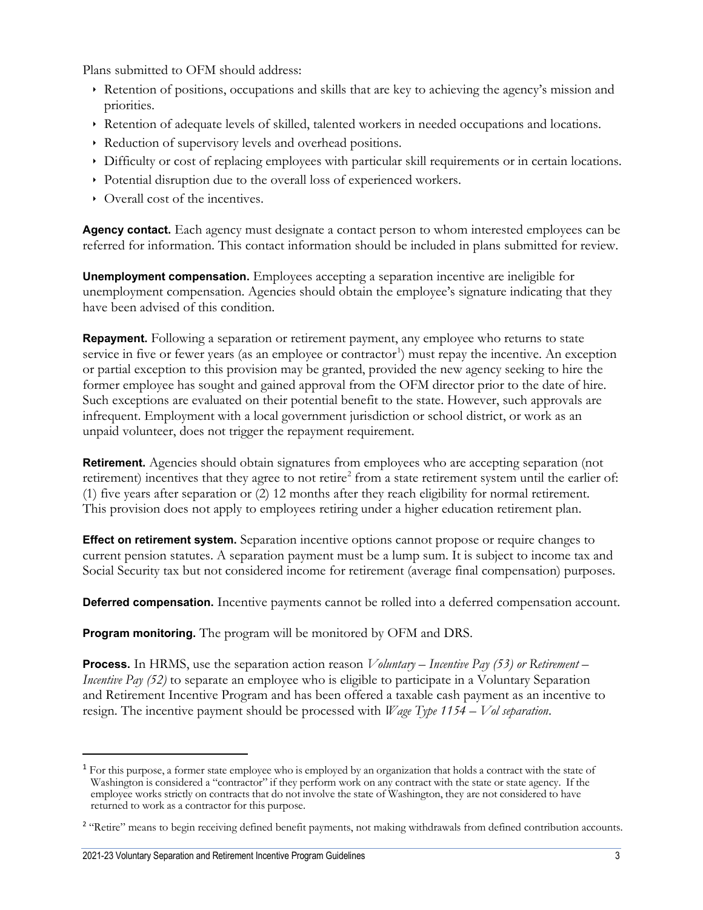Plans submitted to OFM should address:

- Retention of positions, occupations and skills that are key to achieving the agency's mission and priorities.
- Retention of adequate levels of skilled, talented workers in needed occupations and locations.
- Reduction of supervisory levels and overhead positions.
- Difficulty or cost of replacing employees with particular skill requirements or in certain locations.
- Potential disruption due to the overall loss of experienced workers.
- Overall cost of the incentives.

**Agency contact.** Each agency must designate a contact person to whom interested employees can be referred for information. This contact information should be included in plans submitted for review.

**Unemployment compensation.** Employees accepting a separation incentive are ineligible for unemployment compensation. Agencies should obtain the employee's signature indicating that they have been advised of this condition.

**Repayment.** Following a separation or retirement payment, any employee who returns to state service in five or fewer years (as an employee or contractor[1]) must repay the incentive. An exception or partial exception to this provision may be granted, provided the new agency seeking to hire the former employee has sought and gained approval from the OFM director prior to the date of hire. Such exceptions are evaluated on their potential benefit to the state. However, such approvals are infrequent. Employment with a local government jurisdiction or school district, or work as an unpaid volunteer, does not trigger the repayment requirement.

**Retirement.** Agencies should obtain signatures from employees who are accepting separation (not retirement) incentives that they agree to not retire[2] from a state retirement system until the earlier of: (1) five years after separation or (2) 12 months after they reach eligibility for normal retirement. This provision does not apply to employees retiring under a higher education retirement plan.

**Effect on retirement system.** Separation incentive options cannot propose or require changes to current pension statutes. A separation payment must be a lump sum. It is subject to income tax and Social Security tax but not considered income for retirement (average final compensation) purposes.

**Deferred compensation.** Incentive payments cannot be rolled into a deferred compensation account.

**Program monitoring.** The program will be monitored by OFM and DRS.

**Process.** In HRMS, use the separation action reason *Voluntary – Incentive Pay (53) or Retirement – Incentive Pay (52)* to separate an employee who is eligible to participate in a Voluntary Separation and Retirement Incentive Program and has been offered a taxable cash payment as an incentive to resign. The incentive payment should be processed with *Wage Type 1154 – Vol separation*.

---

[1] For this purpose, a former state employee who is employed by an organization that holds a contract with the state of Washington is considered a "contractor" if they perform work on any contract with the state or state agency. If the employee works strictly on contracts that do not involve the state of Washington, they are not considered to have returned to work as a contractor for this purpose.

[2] "Retire" means to begin receiving defined benefit payments, not making withdrawals from defined contribution accounts.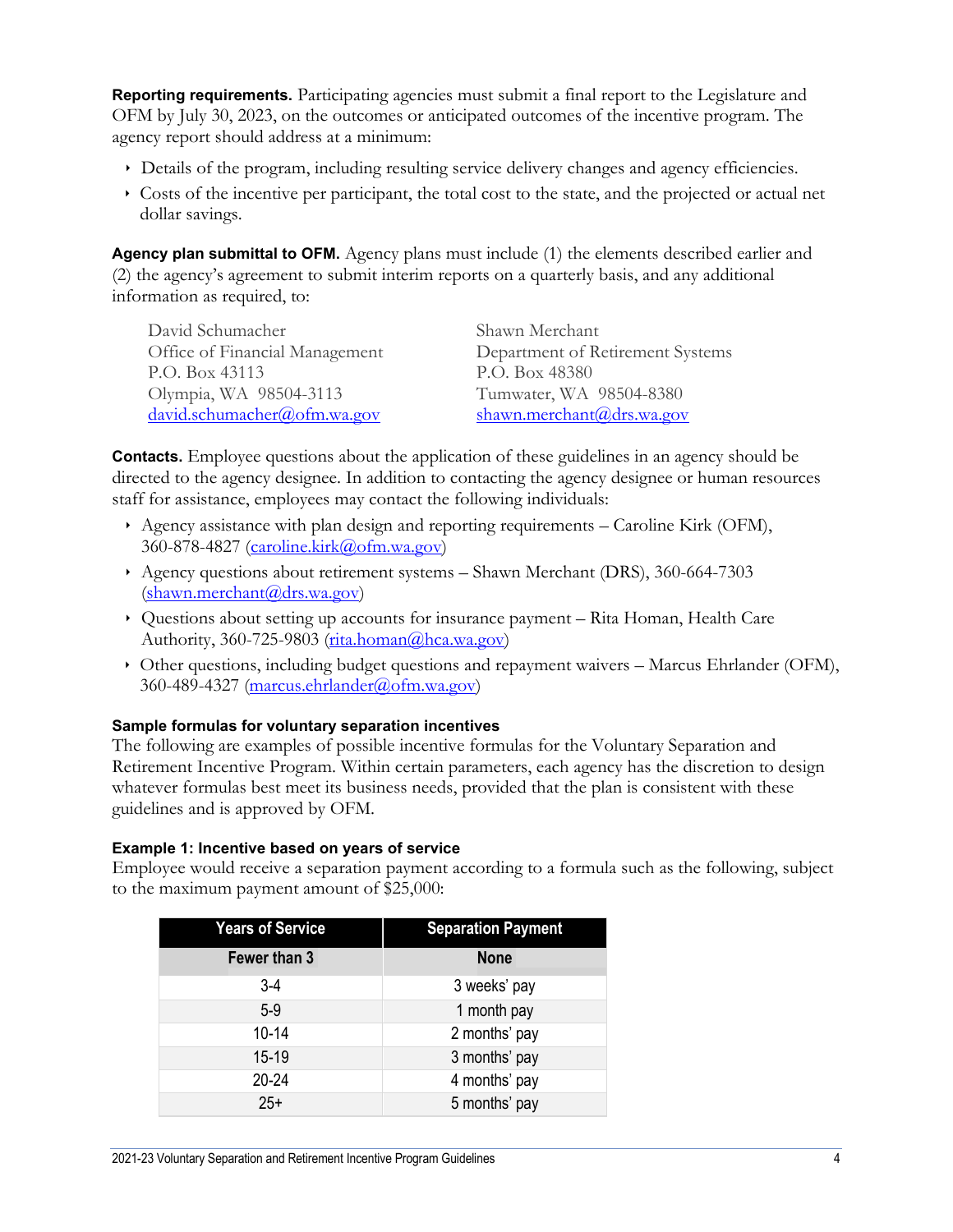**Reporting requirements.** Participating agencies must submit a final report to the Legislature and OFM by July 30, 2023, on the outcomes or anticipated outcomes of the incentive program. The agency report should address at a minimum:

- Details of the program, including resulting service delivery changes and agency efficiencies.
- Costs of the incentive per participant, the total cost to the state, and the projected or actual net dollar savings.

**Agency plan submittal to OFM.** Agency plans must include (1) the elements described earlier and (2) the agency's agreement to submit interim reports on a quarterly basis, and any additional information as required, to:

David Schumacher
Office of Financial Management
P.O. Box 43113
Olympia, WA 98504-3113
david.schumacher@ofm.wa.gov

Shawn Merchant
Department of Retirement Systems
P.O. Box 48380
Tumwater, WA 98504-8380
shawn.merchant@drs.wa.gov

**Contacts.** Employee questions about the application of these guidelines in an agency should be directed to the agency designee. In addition to contacting the agency designee or human resources staff for assistance, employees may contact the following individuals:

- Agency assistance with plan design and reporting requirements – Caroline Kirk (OFM), 360-878-4827 (caroline.kirk@ofm.wa.gov)
- Agency questions about retirement systems – Shawn Merchant (DRS), 360-664-7303 (shawn.merchant@drs.wa.gov)
- Questions about setting up accounts for insurance payment – Rita Homan, Health Care Authority, 360-725-9803 (rita.homan@hca.wa.gov)
- Other questions, including budget questions and repayment waivers – Marcus Ehrlander (OFM), 360-489-4327 (marcus.ehrlander@ofm.wa.gov)

### Sample formulas for voluntary separation incentives

The following are examples of possible incentive formulas for the Voluntary Separation and Retirement Incentive Program. Within certain parameters, each agency has the discretion to design whatever formulas best meet its business needs, provided that the plan is consistent with these guidelines and is approved by OFM.

### Example 1: Incentive based on years of service

Employee would receive a separation payment according to a formula such as the following, subject to the maximum payment amount of $25,000:

| Years of Service | Separation Payment |
|---|---|
| **Fewer than 3** | **None** |
| 3-4 | 3 weeks' pay |
| 5-9 | 1 month pay |
| 10-14 | 2 months' pay |
| 15-19 | 3 months' pay |
| 20-24 | 4 months' pay |
| 25+ | 5 months' pay |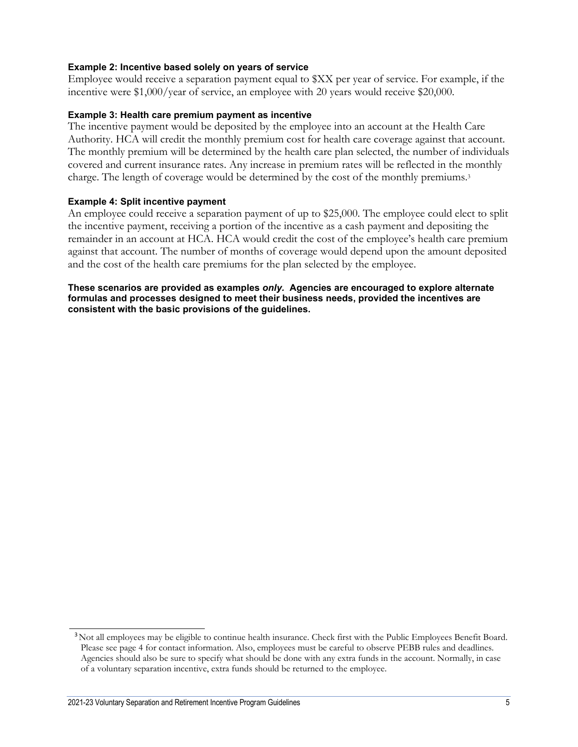#### Example 2: Incentive based solely on years of service

Employee would receive a separation payment equal to $XX per year of service. For example, if the incentive were $1,000/year of service, an employee with 20 years would receive $20,000.

#### Example 3: Health care premium payment as incentive

The incentive payment would be deposited by the employee into an account at the Health Care Authority. HCA will credit the monthly premium cost for health care coverage against that account. The monthly premium will be determined by the health care plan selected, the number of individuals covered and current insurance rates. Any increase in premium rates will be reflected in the monthly charge. The length of coverage would be determined by the cost of the monthly premiums.[3]

#### Example 4: Split incentive payment

An employee could receive a separation payment of up to $25,000. The employee could elect to split the incentive payment, receiving a portion of the incentive as a cash payment and depositing the remainder in an account at HCA. HCA would credit the cost of the employee's health care premium against that account. The number of months of coverage would depend upon the amount deposited and the cost of the health care premiums for the plan selected by the employee.

**These scenarios are provided as examples *only*. Agencies are encouraged to explore alternate formulas and processes designed to meet their business needs, provided the incentives are consistent with the basic provisions of the guidelines.**

---

[3] Not all employees may be eligible to continue health insurance. Check first with the Public Employees Benefit Board. Please see page 4 for contact information. Also, employees must be careful to observe PEBB rules and deadlines. Agencies should also be sure to specify what should be done with any extra funds in the account. Normally, in case of a voluntary separation incentive, extra funds should be returned to the employee.